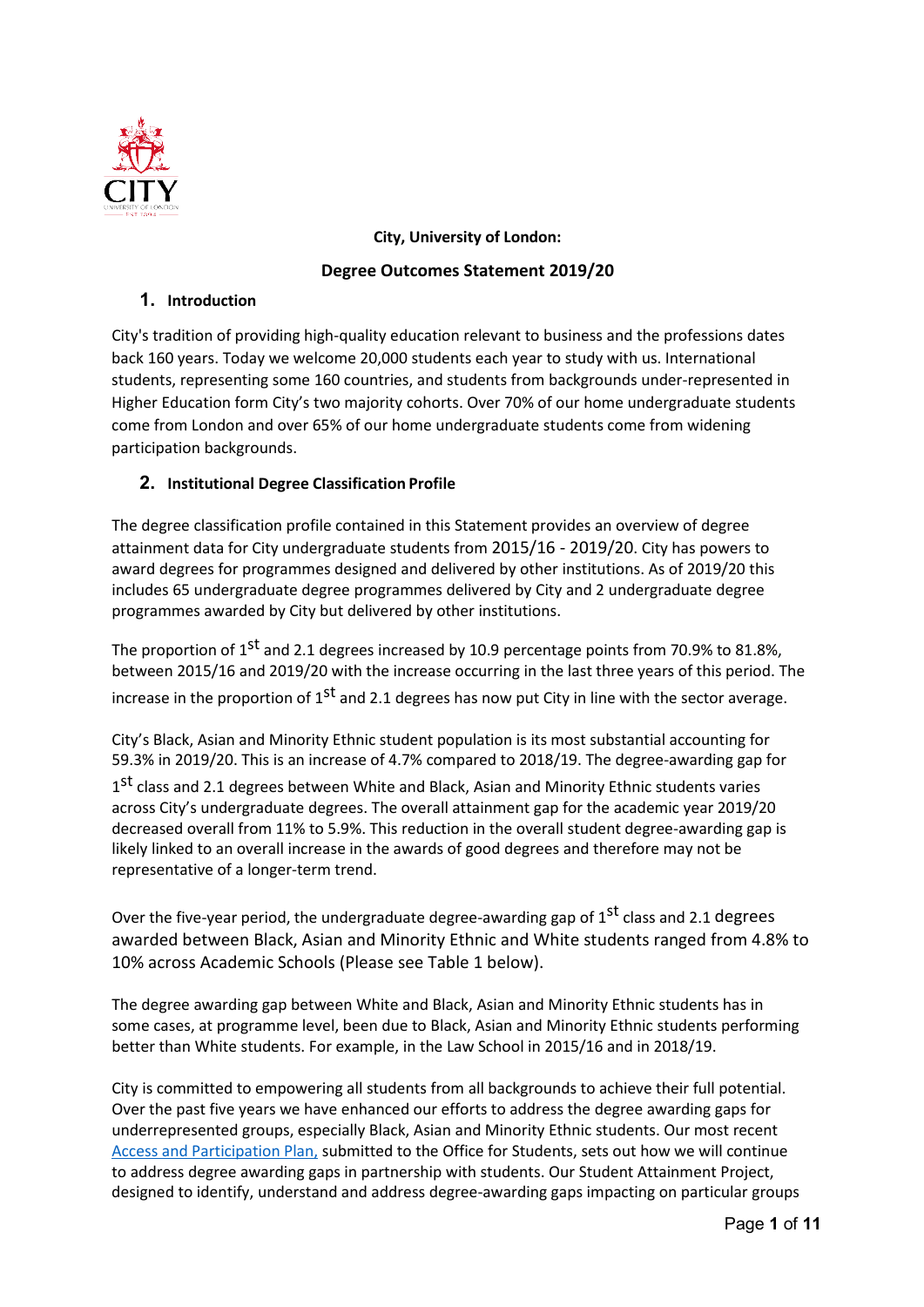**City, University of London:**

# Degree Outcomes Statement 2019/20

## 1. Introduction

City's tradition of providing high-quality education relevant to business and the professions dates back 160 years. Today we welcome 20,000 students each year to study with us. International students, representing some 160 countries, and students from backgrounds under-represented in Higher Education form City's two majority cohorts. Over 70% of our home undergraduate students come from London and over 65% of our home undergraduate students come from widening participation backgrounds.

## 2. Institutional Degree Classification Profile

The degree classification profile contained in this Statement provides an overview of degree attainment data for City undergraduate students from 2015/16 - 2019/20. City has powers to award degrees for programmes designed and delivered by other institutions. As of 2019/20 this includes 65 undergraduate degree programmes delivered by City and 2 undergraduate degree programmes awarded by City but delivered by other institutions.

The proportion of 1st and 2.1 degrees increased by 10.9 percentage points from 70.9% to 81.8%, between 2015/16 and 2019/20 with the increase occurring in the last three years of this period. The increase in the proportion of 1st and 2.1 degrees has now put City in line with the sector average.

City's Black, Asian and Minority Ethnic student population is its most substantial accounting for 59.3% in 2019/20. This is an increase of 4.7% compared to 2018/19. The degree-awarding gap for 1st class and 2.1 degrees between White and Black, Asian and Minority Ethnic students varies across City's undergraduate degrees. The overall attainment gap for the academic year 2019/20 decreased overall from 11% to 5.9%. This reduction in the overall student degree-awarding gap is likely linked to an overall increase in the awards of good degrees and therefore may not be representative of a longer-term trend.

Over the five-year period, the undergraduate degree-awarding gap of 1st class and 2.1 degrees awarded between Black, Asian and Minority Ethnic and White students ranged from 4.8% to 10% across Academic Schools (Please see Table 1 below).

The degree awarding gap between White and Black, Asian and Minority Ethnic students has in some cases, at programme level, been due to Black, Asian and Minority Ethnic students performing better than White students. For example, in the Law School in 2015/16 and in 2018/19.

City is committed to empowering all students from all backgrounds to achieve their full potential. Over the past five years we have enhanced our efforts to address the degree awarding gaps for underrepresented groups, especially Black, Asian and Minority Ethnic students. Our most recent [Access and Participation Plan,](Access and Participation Plan) submitted to the Office for Students, sets out how we will continue to address degree awarding gaps in partnership with students. Our Student Attainment Project, designed to identify, understand and address degree-awarding gaps impacting on particular groups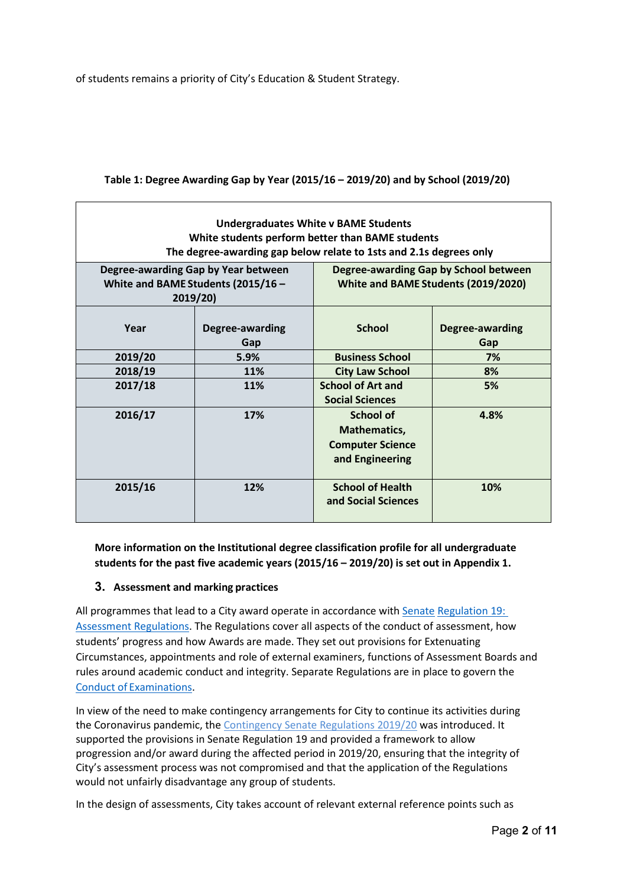of students remains a priority of City's Education & Student Strategy.

**Table 1: Degree Awarding Gap by Year (2015/16 – 2019/20) and by School (2019/20)**

| **Undergraduates White v BAME Students<br>White students perform better than BAME students<br>The degree-awarding gap below relate to 1sts and 2.1s degrees only** | | | |
|---|---|---|---|
| **Degree-awarding Gap by Year between White and BAME Students (2015/16 – 2019/20)** | | **Degree-awarding Gap by School between White and BAME Students (2019/2020)** | |
| **Year** | **Degree-awarding Gap** | **School** | **Degree-awarding Gap** |
| **2019/20** | **5.9%** | **Business School** | **7%** |
| **2018/19** | **11%** | **City Law School** | **8%** |
| **2017/18** | **11%** | **School of Art and Social Sciences** | **5%** |
| **2016/17** | **17%** | **School of Mathematics, Computer Science and Engineering** | **4.8%** |
| **2015/16** | **12%** | **School of Health and Social Sciences** | **10%** |

**More information on the Institutional degree classification profile for all undergraduate students for the past five academic years (2015/16 – 2019/20) is set out in Appendix 1.**

## 3. Assessment and marking practices

All programmes that lead to a City award operate in accordance with Senate Regulation 19: Assessment Regulations. The Regulations cover all aspects of the conduct of assessment, how students' progress and how Awards are made. They set out provisions for Extenuating Circumstances, appointments and role of external examiners, functions of Assessment Boards and rules around academic conduct and integrity. Separate Regulations are in place to govern the Conduct of Examinations.

In view of the need to make contingency arrangements for City to continue its activities during the Coronavirus pandemic, the Contingency Senate Regulations 2019/20 was introduced. It supported the provisions in Senate Regulation 19 and provided a framework to allow progression and/or award during the affected period in 2019/20, ensuring that the integrity of City's assessment process was not compromised and that the application of the Regulations would not unfairly disadvantage any group of students.

In the design of assessments, City takes account of relevant external reference points such as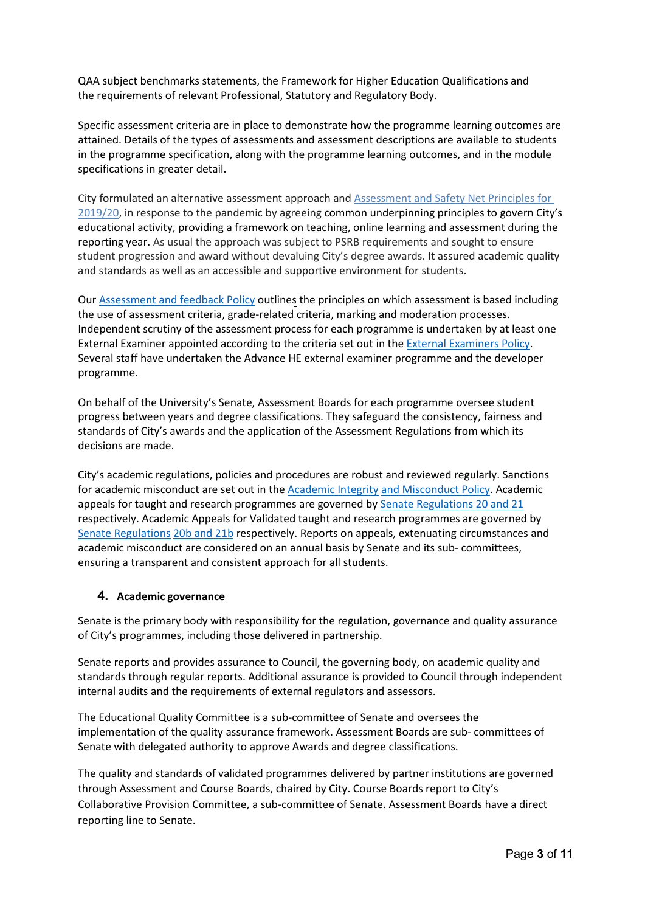QAA subject benchmarks statements, the Framework for Higher Education Qualifications and the requirements of relevant Professional, Statutory and Regulatory Body.

Specific assessment criteria are in place to demonstrate how the programme learning outcomes are attained. Details of the types of assessments and assessment descriptions are available to students in the programme specification, along with the programme learning outcomes, and in the module specifications in greater detail.

City formulated an alternative assessment approach and Assessment and Safety Net Principles for 2019/20, in response to the pandemic by agreeing common underpinning principles to govern City's educational activity, providing a framework on teaching, online learning and assessment during the reporting year. As usual the approach was subject to PSRB requirements and sought to ensure student progression and award without devaluing City's degree awards. It assured academic quality and standards as well as an accessible and supportive environment for students.

Our Assessment and feedback Policy outlines the principles on which assessment is based including the use of assessment criteria, grade-related criteria, marking and moderation processes. Independent scrutiny of the assessment process for each programme is undertaken by at least one External Examiner appointed according to the criteria set out in the External Examiners Policy. Several staff have undertaken the Advance HE external examiner programme and the developer programme.

On behalf of the University's Senate, Assessment Boards for each programme oversee student progress between years and degree classifications. They safeguard the consistency, fairness and standards of City's awards and the application of the Assessment Regulations from which its decisions are made.

City's academic regulations, policies and procedures are robust and reviewed regularly. Sanctions for academic misconduct are set out in the Academic Integrity and Misconduct Policy. Academic appeals for taught and research programmes are governed by Senate Regulations 20 and 21 respectively. Academic Appeals for Validated taught and research programmes are governed by Senate Regulations 20b and 21b respectively. Reports on appeals, extenuating circumstances and academic misconduct are considered on an annual basis by Senate and its sub- committees, ensuring a transparent and consistent approach for all students.

## 4. Academic governance

Senate is the primary body with responsibility for the regulation, governance and quality assurance of City's programmes, including those delivered in partnership.

Senate reports and provides assurance to Council, the governing body, on academic quality and standards through regular reports. Additional assurance is provided to Council through independent internal audits and the requirements of external regulators and assessors.

The Educational Quality Committee is a sub-committee of Senate and oversees the implementation of the quality assurance framework. Assessment Boards are sub- committees of Senate with delegated authority to approve Awards and degree classifications.

The quality and standards of validated programmes delivered by partner institutions are governed through Assessment and Course Boards, chaired by City. Course Boards report to City's Collaborative Provision Committee, a sub-committee of Senate. Assessment Boards have a direct reporting line to Senate.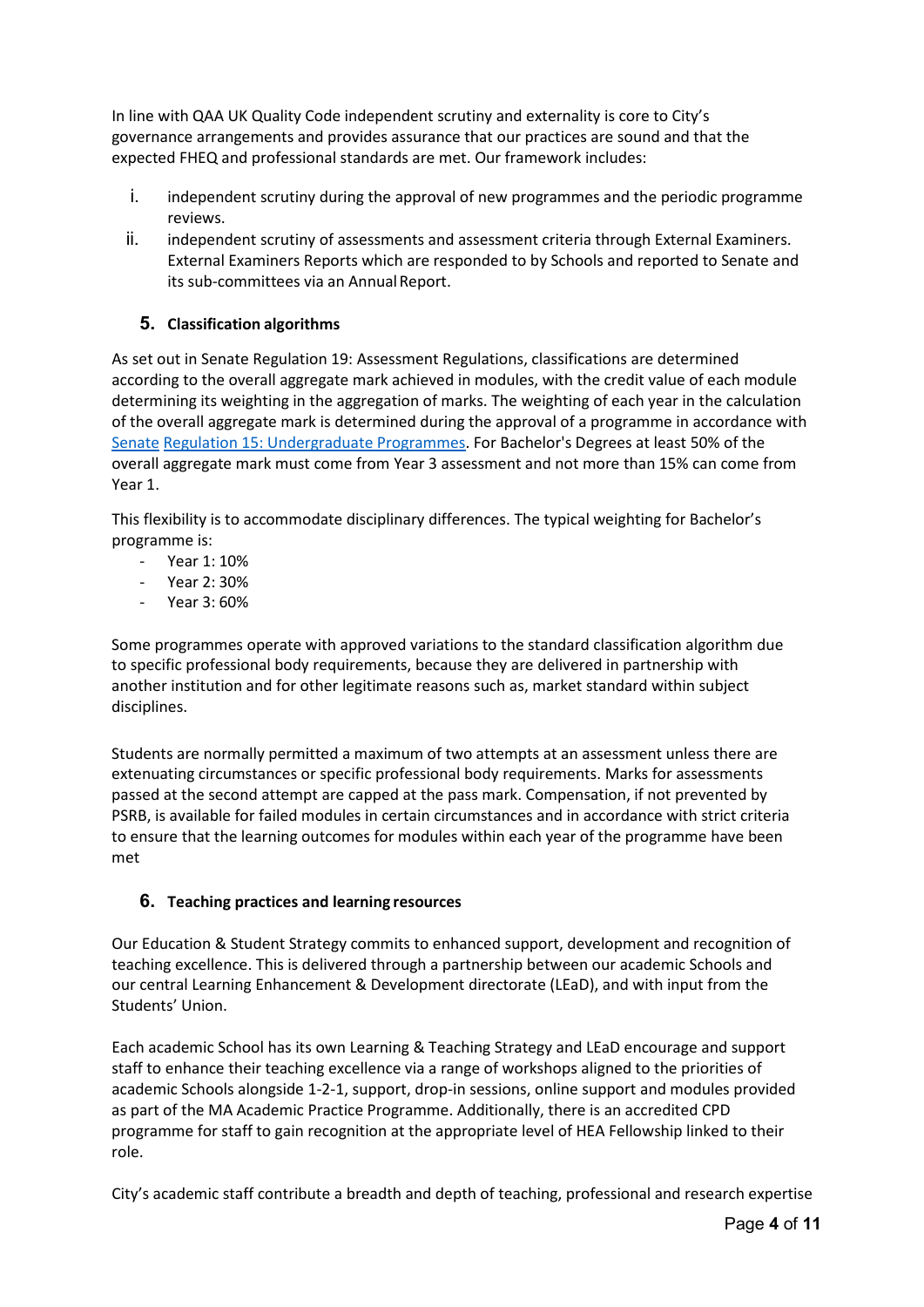In line with QAA UK Quality Code independent scrutiny and externality is core to City's governance arrangements and provides assurance that our practices are sound and that the expected FHEQ and professional standards are met. Our framework includes:

i. independent scrutiny during the approval of new programmes and the periodic programme reviews.
ii. independent scrutiny of assessments and assessment criteria through External Examiners. External Examiners Reports which are responded to by Schools and reported to Senate and its sub-committees via an Annual Report.

## 5. Classification algorithms

As set out in Senate Regulation 19: Assessment Regulations, classifications are determined according to the overall aggregate mark achieved in modules, with the credit value of each module determining its weighting in the aggregation of marks. The weighting of each year in the calculation of the overall aggregate mark is determined during the approval of a programme in accordance with Senate Regulation 15: Undergraduate Programmes. For Bachelor's Degrees at least 50% of the overall aggregate mark must come from Year 3 assessment and not more than 15% can come from Year 1.

This flexibility is to accommodate disciplinary differences. The typical weighting for Bachelor's programme is:

- Year 1: 10%
- Year 2: 30%
- Year 3: 60%

Some programmes operate with approved variations to the standard classification algorithm due to specific professional body requirements, because they are delivered in partnership with another institution and for other legitimate reasons such as, market standard within subject disciplines.

Students are normally permitted a maximum of two attempts at an assessment unless there are extenuating circumstances or specific professional body requirements. Marks for assessments passed at the second attempt are capped at the pass mark. Compensation, if not prevented by PSRB, is available for failed modules in certain circumstances and in accordance with strict criteria to ensure that the learning outcomes for modules within each year of the programme have been met

## 6. Teaching practices and learning resources

Our Education & Student Strategy commits to enhanced support, development and recognition of teaching excellence. This is delivered through a partnership between our academic Schools and our central Learning Enhancement & Development directorate (LEaD), and with input from the Students' Union.

Each academic School has its own Learning & Teaching Strategy and LEaD encourage and support staff to enhance their teaching excellence via a range of workshops aligned to the priorities of academic Schools alongside 1-2-1, support, drop-in sessions, online support and modules provided as part of the MA Academic Practice Programme. Additionally, there is an accredited CPD programme for staff to gain recognition at the appropriate level of HEA Fellowship linked to their role.

City's academic staff contribute a breadth and depth of teaching, professional and research expertise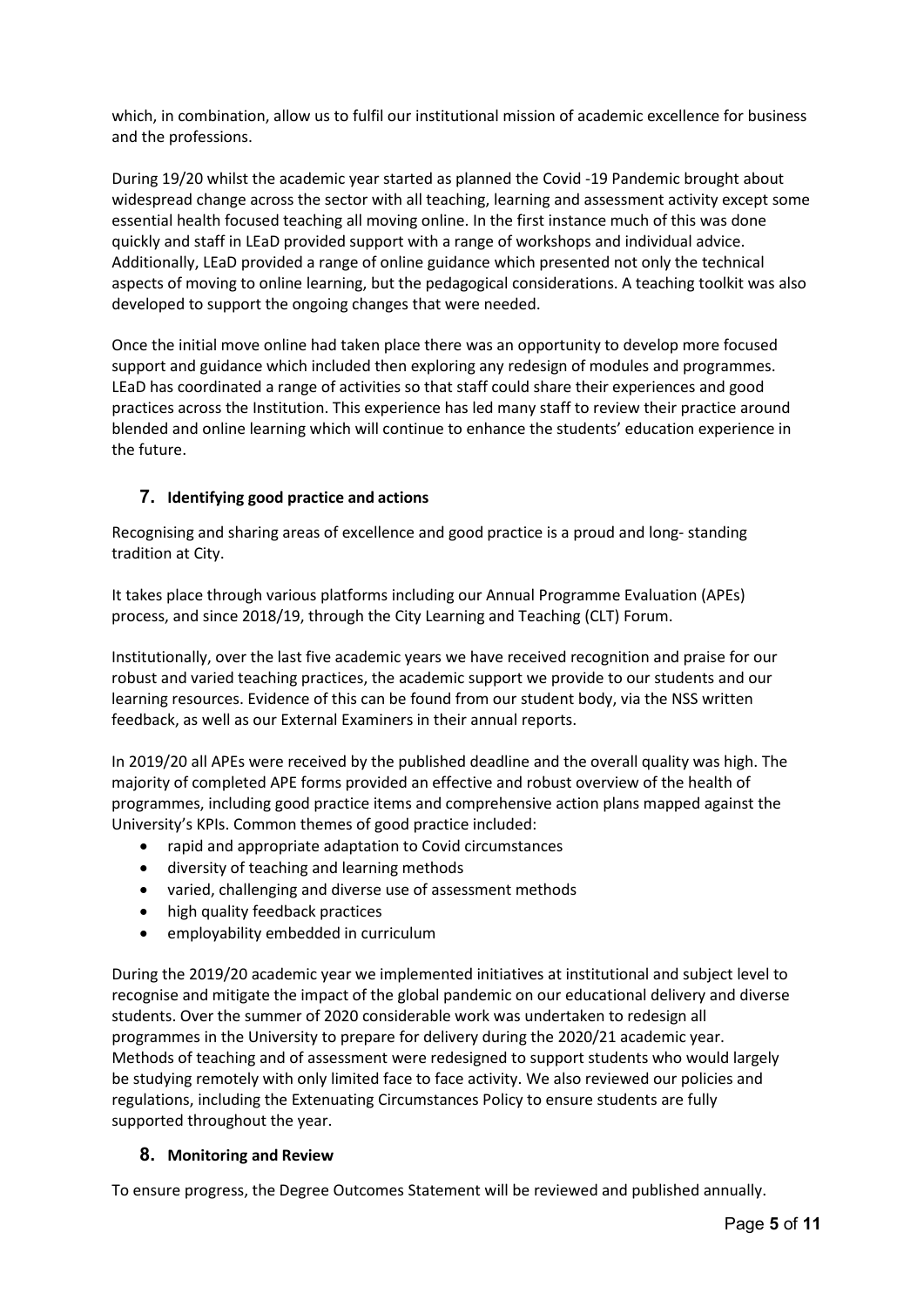which, in combination, allow us to fulfil our institutional mission of academic excellence for business and the professions.

During 19/20 whilst the academic year started as planned the Covid -19 Pandemic brought about widespread change across the sector with all teaching, learning and assessment activity except some essential health focused teaching all moving online. In the first instance much of this was done quickly and staff in LEaD provided support with a range of workshops and individual advice. Additionally, LEaD provided a range of online guidance which presented not only the technical aspects of moving to online learning, but the pedagogical considerations. A teaching toolkit was also developed to support the ongoing changes that were needed.

Once the initial move online had taken place there was an opportunity to develop more focused support and guidance which included then exploring any redesign of modules and programmes. LEaD has coordinated a range of activities so that staff could share their experiences and good practices across the Institution. This experience has led many staff to review their practice around blended and online learning which will continue to enhance the students' education experience in the future.

## 7. Identifying good practice and actions

Recognising and sharing areas of excellence and good practice is a proud and long- standing tradition at City.

It takes place through various platforms including our Annual Programme Evaluation (APEs) process, and since 2018/19, through the City Learning and Teaching (CLT) Forum.

Institutionally, over the last five academic years we have received recognition and praise for our robust and varied teaching practices, the academic support we provide to our students and our learning resources. Evidence of this can be found from our student body, via the NSS written feedback, as well as our External Examiners in their annual reports.

In 2019/20 all APEs were received by the published deadline and the overall quality was high. The majority of completed APE forms provided an effective and robust overview of the health of programmes, including good practice items and comprehensive action plans mapped against the University's KPIs. Common themes of good practice included:

- rapid and appropriate adaptation to Covid circumstances
- diversity of teaching and learning methods
- varied, challenging and diverse use of assessment methods
- high quality feedback practices
- employability embedded in curriculum

During the 2019/20 academic year we implemented initiatives at institutional and subject level to recognise and mitigate the impact of the global pandemic on our educational delivery and diverse students. Over the summer of 2020 considerable work was undertaken to redesign all programmes in the University to prepare for delivery during the 2020/21 academic year. Methods of teaching and of assessment were redesigned to support students who would largely be studying remotely with only limited face to face activity. We also reviewed our policies and regulations, including the Extenuating Circumstances Policy to ensure students are fully supported throughout the year.

## 8. Monitoring and Review

To ensure progress, the Degree Outcomes Statement will be reviewed and published annually.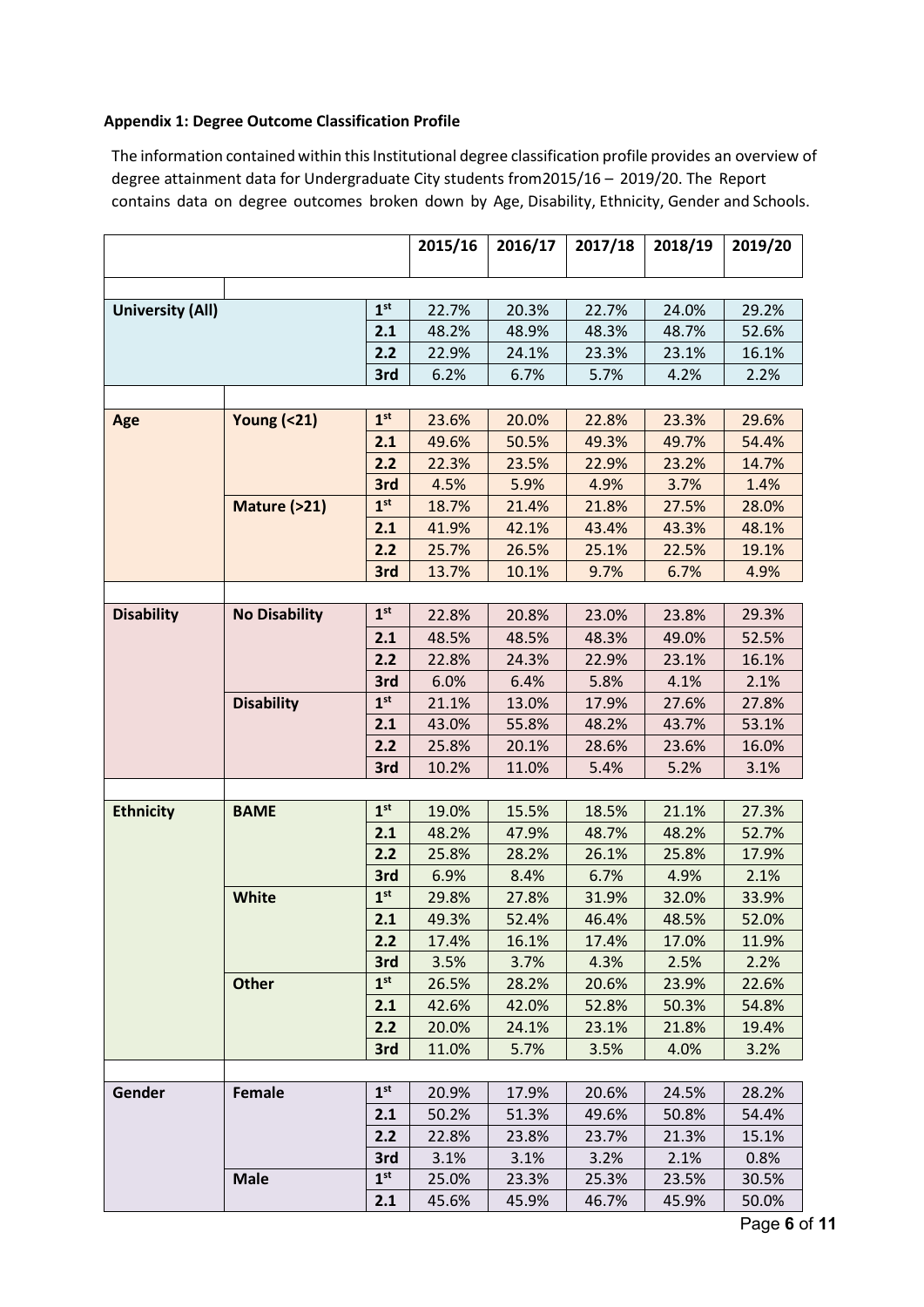**Appendix 1: Degree Outcome Classification Profile**

The information contained within this Institutional degree classification profile provides an overview of degree attainment data for Undergraduate City students from2015/16 – 2019/20. The Report contains data on degree outcomes broken down by Age, Disability, Ethnicity, Gender and Schools.

| | | | 2015/16 | 2016/17 | 2017/18 | 2018/19 | 2019/20 |
|---|---|---|---|---|---|---|---|
| **University (All)** | | **1st** | 22.7% | 20.3% | 22.7% | 24.0% | 29.2% |
| | | **2.1** | 48.2% | 48.9% | 48.3% | 48.7% | 52.6% |
| | | **2.2** | 22.9% | 24.1% | 23.3% | 23.1% | 16.1% |
| | | **3rd** | 6.2% | 6.7% | 5.7% | 4.2% | 2.2% |
| **Age** | **Young (<21)** | **1st** | 23.6% | 20.0% | 22.8% | 23.3% | 29.6% |
| | | **2.1** | 49.6% | 50.5% | 49.3% | 49.7% | 54.4% |
| | | **2.2** | 22.3% | 23.5% | 22.9% | 23.2% | 14.7% |
| | | **3rd** | 4.5% | 5.9% | 4.9% | 3.7% | 1.4% |
| | **Mature (>21)** | **1st** | 18.7% | 21.4% | 21.8% | 27.5% | 28.0% |
| | | **2.1** | 41.9% | 42.1% | 43.4% | 43.3% | 48.1% |
| | | **2.2** | 25.7% | 26.5% | 25.1% | 22.5% | 19.1% |
| | | **3rd** | 13.7% | 10.1% | 9.7% | 6.7% | 4.9% |
| **Disability** | **No Disability** | **1st** | 22.8% | 20.8% | 23.0% | 23.8% | 29.3% |
| | | **2.1** | 48.5% | 48.5% | 48.3% | 49.0% | 52.5% |
| | | **2.2** | 22.8% | 24.3% | 22.9% | 23.1% | 16.1% |
| | | **3rd** | 6.0% | 6.4% | 5.8% | 4.1% | 2.1% |
| | **Disability** | **1st** | 21.1% | 13.0% | 17.9% | 27.6% | 27.8% |
| | | **2.1** | 43.0% | 55.8% | 48.2% | 43.7% | 53.1% |
| | | **2.2** | 25.8% | 20.1% | 28.6% | 23.6% | 16.0% |
| | | **3rd** | 10.2% | 11.0% | 5.4% | 5.2% | 3.1% |
| **Ethnicity** | **BAME** | **1st** | 19.0% | 15.5% | 18.5% | 21.1% | 27.3% |
| | | **2.1** | 48.2% | 47.9% | 48.7% | 48.2% | 52.7% |
| | | **2.2** | 25.8% | 28.2% | 26.1% | 25.8% | 17.9% |
| | | **3rd** | 6.9% | 8.4% | 6.7% | 4.9% | 2.1% |
| | **White** | **1st** | 29.8% | 27.8% | 31.9% | 32.0% | 33.9% |
| | | **2.1** | 49.3% | 52.4% | 46.4% | 48.5% | 52.0% |
| | | **2.2** | 17.4% | 16.1% | 17.4% | 17.0% | 11.9% |
| | | **3rd** | 3.5% | 3.7% | 4.3% | 2.5% | 2.2% |
| | **Other** | **1st** | 26.5% | 28.2% | 20.6% | 23.9% | 22.6% |
| | | **2.1** | 42.6% | 42.0% | 52.8% | 50.3% | 54.8% |
| | | **2.2** | 20.0% | 24.1% | 23.1% | 21.8% | 19.4% |
| | | **3rd** | 11.0% | 5.7% | 3.5% | 4.0% | 3.2% |
| **Gender** | **Female** | **1st** | 20.9% | 17.9% | 20.6% | 24.5% | 28.2% |
| | | **2.1** | 50.2% | 51.3% | 49.6% | 50.8% | 54.4% |
| | | **2.2** | 22.8% | 23.8% | 23.7% | 21.3% | 15.1% |
| | | **3rd** | 3.1% | 3.1% | 3.2% | 2.1% | 0.8% |
| | **Male** | **1st** | 25.0% | 23.3% | 25.3% | 23.5% | 30.5% |
| | | **2.1** | 45.6% | 45.9% | 46.7% | 45.9% | 50.0% |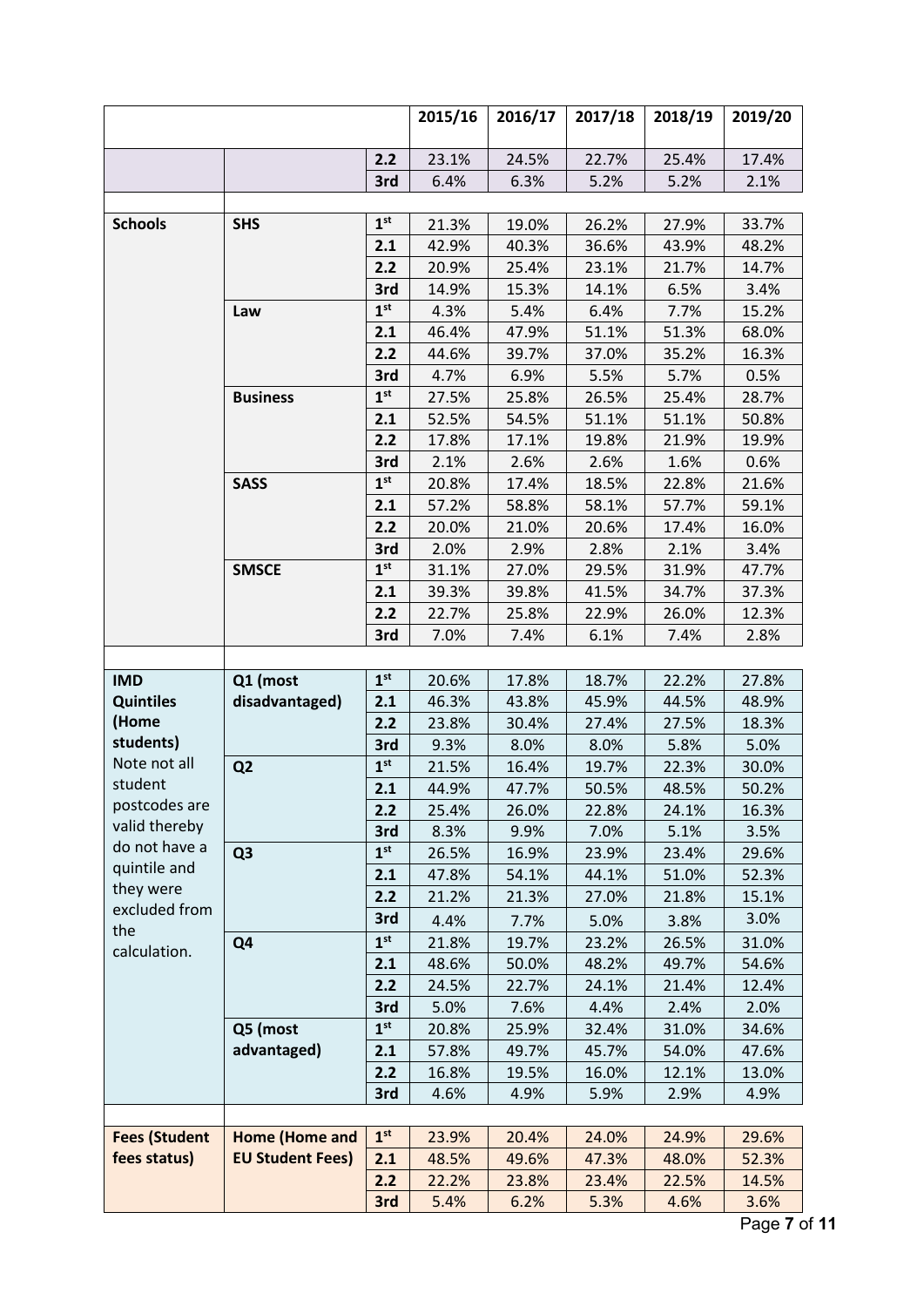| | | | 2015/16 | 2016/17 | 2017/18 | 2018/19 | 2019/20 |
|---|---|---|---|---|---|---|---|
| | | 2.2 | 23.1% | 24.5% | 22.7% | 25.4% | 17.4% |
| | | 3rd | 6.4% | 6.3% | 5.2% | 5.2% | 2.1% |
| | | | | | | | |
| **Schools** | **SHS** | 1st | 21.3% | 19.0% | 26.2% | 27.9% | 33.7% |
| | | 2.1 | 42.9% | 40.3% | 36.6% | 43.9% | 48.2% |
| | | 2.2 | 20.9% | 25.4% | 23.1% | 21.7% | 14.7% |
| | | 3rd | 14.9% | 15.3% | 14.1% | 6.5% | 3.4% |
| | **Law** | 1st | 4.3% | 5.4% | 6.4% | 7.7% | 15.2% |
| | | 2.1 | 46.4% | 47.9% | 51.1% | 51.3% | 68.0% |
| | | 2.2 | 44.6% | 39.7% | 37.0% | 35.2% | 16.3% |
| | | 3rd | 4.7% | 6.9% | 5.5% | 5.7% | 0.5% |
| | **Business** | 1st | 27.5% | 25.8% | 26.5% | 25.4% | 28.7% |
| | | 2.1 | 52.5% | 54.5% | 51.1% | 51.1% | 50.8% |
| | | 2.2 | 17.8% | 17.1% | 19.8% | 21.9% | 19.9% |
| | | 3rd | 2.1% | 2.6% | 2.6% | 1.6% | 0.6% |
| | **SASS** | 1st | 20.8% | 17.4% | 18.5% | 22.8% | 21.6% |
| | | 2.1 | 57.2% | 58.8% | 58.1% | 57.7% | 59.1% |
| | | 2.2 | 20.0% | 21.0% | 20.6% | 17.4% | 16.0% |
| | | 3rd | 2.0% | 2.9% | 2.8% | 2.1% | 3.4% |
| | **SMSCE** | 1st | 31.1% | 27.0% | 29.5% | 31.9% | 47.7% |
| | | 2.1 | 39.3% | 39.8% | 41.5% | 34.7% | 37.3% |
| | | 2.2 | 22.7% | 25.8% | 22.9% | 26.0% | 12.3% |
| | | 3rd | 7.0% | 7.4% | 6.1% | 7.4% | 2.8% |
| | | | | | | | |
| **IMD Quintiles (Home students)** Note not all student postcodes are valid thereby do not have a quintile and they were excluded from the calculation. | **Q1 (most disadvantaged)** | 1st | 20.6% | 17.8% | 18.7% | 22.2% | 27.8% |
| | | 2.1 | 46.3% | 43.8% | 45.9% | 44.5% | 48.9% |
| | | 2.2 | 23.8% | 30.4% | 27.4% | 27.5% | 18.3% |
| | | 3rd | 9.3% | 8.0% | 8.0% | 5.8% | 5.0% |
| | **Q2** | 1st | 21.5% | 16.4% | 19.7% | 22.3% | 30.0% |
| | | 2.1 | 44.9% | 47.7% | 50.5% | 48.5% | 50.2% |
| | | 2.2 | 25.4% | 26.0% | 22.8% | 24.1% | 16.3% |
| | | 3rd | 8.3% | 9.9% | 7.0% | 5.1% | 3.5% |
| | **Q3** | 1st | 26.5% | 16.9% | 23.9% | 23.4% | 29.6% |
| | | 2.1 | 47.8% | 54.1% | 44.1% | 51.0% | 52.3% |
| | | 2.2 | 21.2% | 21.3% | 27.0% | 21.8% | 15.1% |
| | | 3rd | 4.4% | 7.7% | 5.0% | 3.8% | 3.0% |
| | **Q4** | 1st | 21.8% | 19.7% | 23.2% | 26.5% | 31.0% |
| | | 2.1 | 48.6% | 50.0% | 48.2% | 49.7% | 54.6% |
| | | 2.2 | 24.5% | 22.7% | 24.1% | 21.4% | 12.4% |
| | | 3rd | 5.0% | 7.6% | 4.4% | 2.4% | 2.0% |
| | **Q5 (most advantaged)** | 1st | 20.8% | 25.9% | 32.4% | 31.0% | 34.6% |
| | | 2.1 | 57.8% | 49.7% | 45.7% | 54.0% | 47.6% |
| | | 2.2 | 16.8% | 19.5% | 16.0% | 12.1% | 13.0% |
| | | 3rd | 4.6% | 4.9% | 5.9% | 2.9% | 4.9% |
| | | | | | | | |
| **Fees (Student fees status)** | **Home (Home and EU Student Fees)** | 1st | 23.9% | 20.4% | 24.0% | 24.9% | 29.6% |
| | | 2.1 | 48.5% | 49.6% | 47.3% | 48.0% | 52.3% |
| | | 2.2 | 22.2% | 23.8% | 23.4% | 22.5% | 14.5% |
| | | 3rd | 5.4% | 6.2% | 5.3% | 4.6% | 3.6% |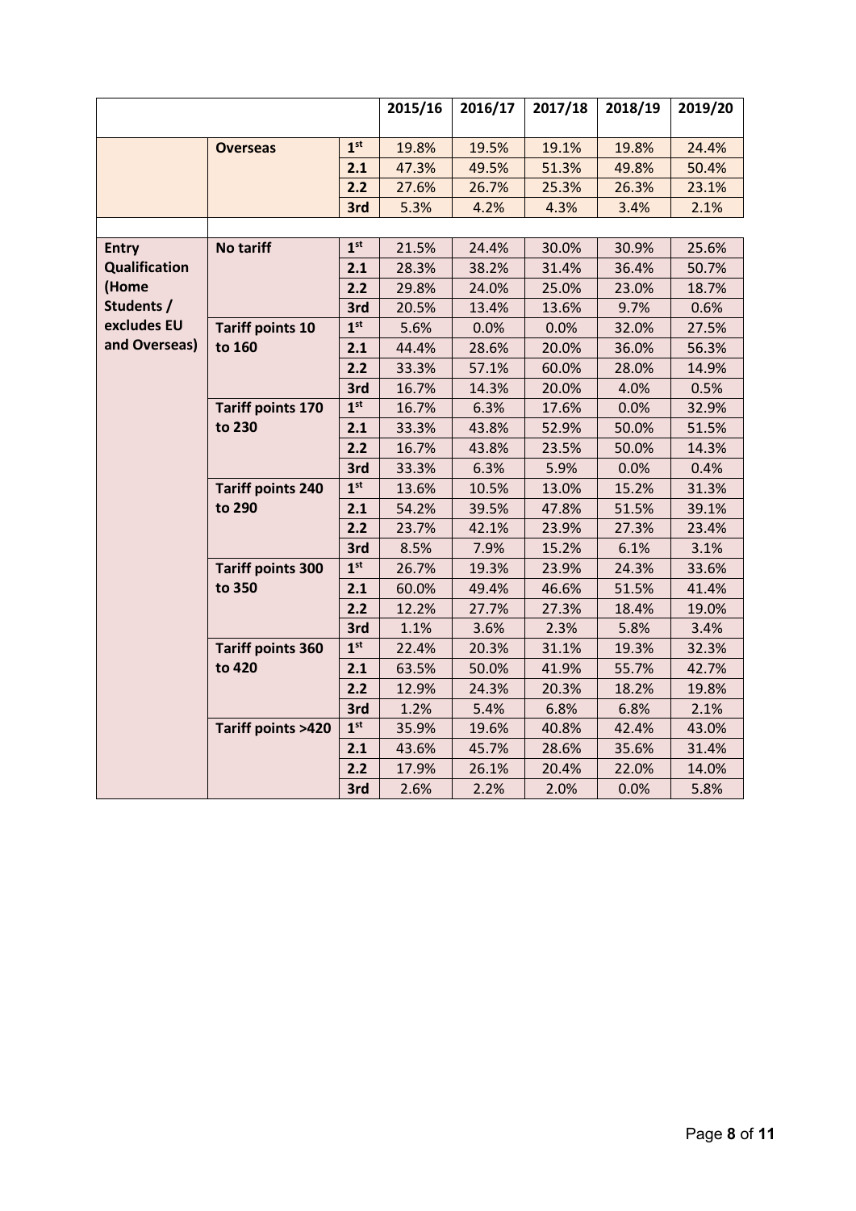| | | | 2015/16 | 2016/17 | 2017/18 | 2018/19 | 2019/20 |
|---|---|---|---|---|---|---|---|
| | **Overseas** | **1st** | 19.8% | 19.5% | 19.1% | 19.8% | 24.4% |
| | | **2.1** | 47.3% | 49.5% | 51.3% | 49.8% | 50.4% |
| | | **2.2** | 27.6% | 26.7% | 25.3% | 26.3% | 23.1% |
| | | **3rd** | 5.3% | 4.2% | 4.3% | 3.4% | 2.1% |
| | | | | | | | |
| **Entry Qualification (Home Students / excludes EU and Overseas)** | **No tariff** | **1st** | 21.5% | 24.4% | 30.0% | 30.9% | 25.6% |
| | | **2.1** | 28.3% | 38.2% | 31.4% | 36.4% | 50.7% |
| | | **2.2** | 29.8% | 24.0% | 25.0% | 23.0% | 18.7% |
| | | **3rd** | 20.5% | 13.4% | 13.6% | 9.7% | 0.6% |
| | **Tariff points 10 to 160** | **1st** | 5.6% | 0.0% | 0.0% | 32.0% | 27.5% |
| | | **2.1** | 44.4% | 28.6% | 20.0% | 36.0% | 56.3% |
| | | **2.2** | 33.3% | 57.1% | 60.0% | 28.0% | 14.9% |
| | | **3rd** | 16.7% | 14.3% | 20.0% | 4.0% | 0.5% |
| | **Tariff points 170 to 230** | **1st** | 16.7% | 6.3% | 17.6% | 0.0% | 32.9% |
| | | **2.1** | 33.3% | 43.8% | 52.9% | 50.0% | 51.5% |
| | | **2.2** | 16.7% | 43.8% | 23.5% | 50.0% | 14.3% |
| | | **3rd** | 33.3% | 6.3% | 5.9% | 0.0% | 0.4% |
| | **Tariff points 240 to 290** | **1st** | 13.6% | 10.5% | 13.0% | 15.2% | 31.3% |
| | | **2.1** | 54.2% | 39.5% | 47.8% | 51.5% | 39.1% |
| | | **2.2** | 23.7% | 42.1% | 23.9% | 27.3% | 23.4% |
| | | **3rd** | 8.5% | 7.9% | 15.2% | 6.1% | 3.1% |
| | **Tariff points 300 to 350** | **1st** | 26.7% | 19.3% | 23.9% | 24.3% | 33.6% |
| | | **2.1** | 60.0% | 49.4% | 46.6% | 51.5% | 41.4% |
| | | **2.2** | 12.2% | 27.7% | 27.3% | 18.4% | 19.0% |
| | | **3rd** | 1.1% | 3.6% | 2.3% | 5.8% | 3.4% |
| | **Tariff points 360 to 420** | **1st** | 22.4% | 20.3% | 31.1% | 19.3% | 32.3% |
| | | **2.1** | 63.5% | 50.0% | 41.9% | 55.7% | 42.7% |
| | | **2.2** | 12.9% | 24.3% | 20.3% | 18.2% | 19.8% |
| | | **3rd** | 1.2% | 5.4% | 6.8% | 6.8% | 2.1% |
| | **Tariff points >420** | **1st** | 35.9% | 19.6% | 40.8% | 42.4% | 43.0% |
| | | **2.1** | 43.6% | 45.7% | 28.6% | 35.6% | 31.4% |
| | | **2.2** | 17.9% | 26.1% | 20.4% | 22.0% | 14.0% |
| | | **3rd** | 2.6% | 2.2% | 2.0% | 0.0% | 5.8% |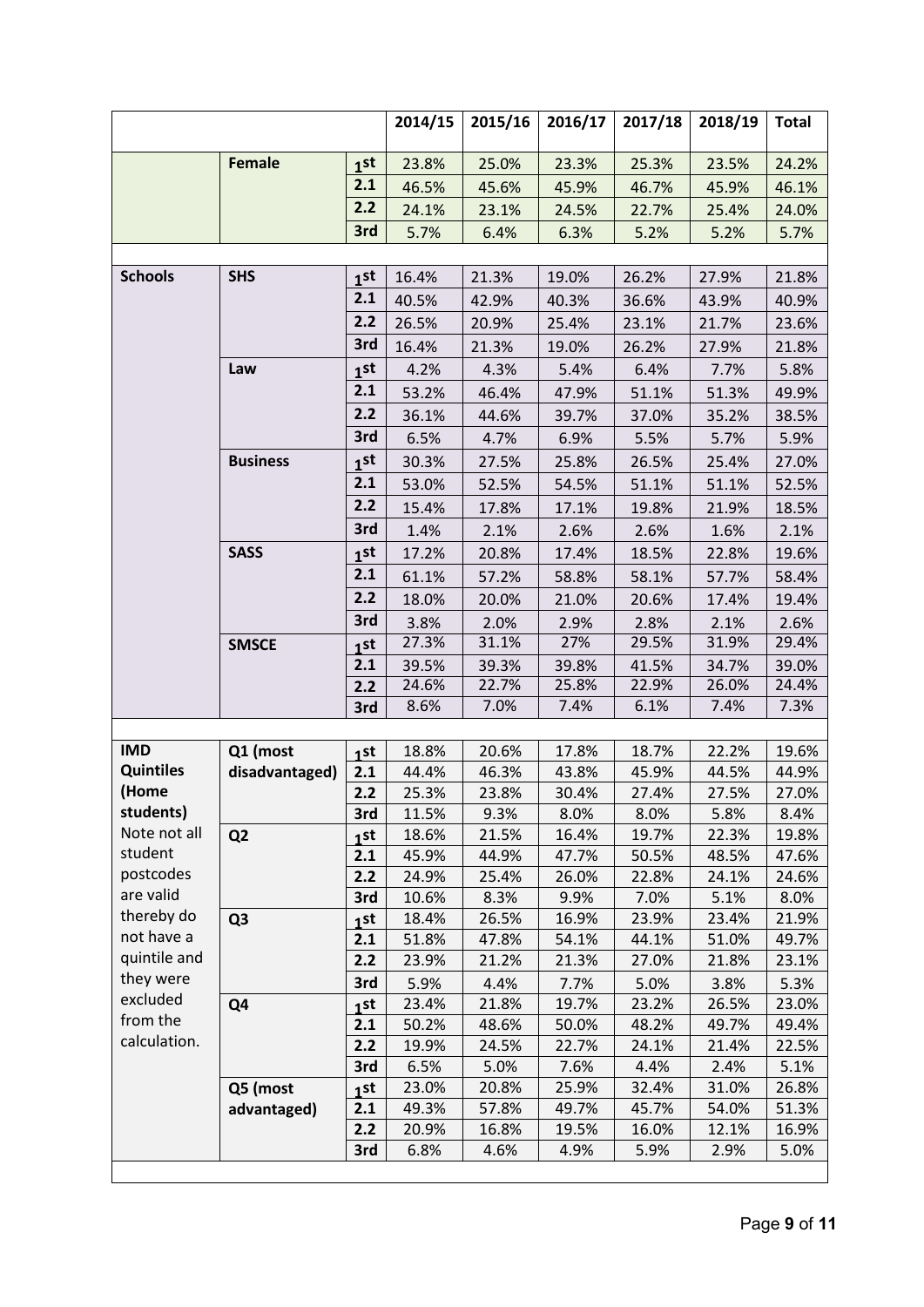| | | | 2014/15 | 2015/16 | 2016/17 | 2017/18 | 2018/19 | Total |
|---|---|---|---|---|---|---|---|---|
| | **Female** | **1st** | 23.8% | 25.0% | 23.3% | 25.3% | 23.5% | 24.2% |
| | | **2.1** | 46.5% | 45.6% | 45.9% | 46.7% | 45.9% | 46.1% |
| | | **2.2** | 24.1% | 23.1% | 24.5% | 22.7% | 25.4% | 24.0% |
| | | **3rd** | 5.7% | 6.4% | 6.3% | 5.2% | 5.2% | 5.7% |
| | | | | | | | | |
| **Schools** | **SHS** | **1st** | 16.4% | 21.3% | 19.0% | 26.2% | 27.9% | 21.8% |
| | | **2.1** | 40.5% | 42.9% | 40.3% | 36.6% | 43.9% | 40.9% |
| | | **2.2** | 26.5% | 20.9% | 25.4% | 23.1% | 21.7% | 23.6% |
| | | **3rd** | 16.4% | 21.3% | 19.0% | 26.2% | 27.9% | 21.8% |
| | **Law** | **1st** | 4.2% | 4.3% | 5.4% | 6.4% | 7.7% | 5.8% |
| | | **2.1** | 53.2% | 46.4% | 47.9% | 51.1% | 51.3% | 49.9% |
| | | **2.2** | 36.1% | 44.6% | 39.7% | 37.0% | 35.2% | 38.5% |
| | | **3rd** | 6.5% | 4.7% | 6.9% | 5.5% | 5.7% | 5.9% |
| | **Business** | **1st** | 30.3% | 27.5% | 25.8% | 26.5% | 25.4% | 27.0% |
| | | **2.1** | 53.0% | 52.5% | 54.5% | 51.1% | 51.1% | 52.5% |
| | | **2.2** | 15.4% | 17.8% | 17.1% | 19.8% | 21.9% | 18.5% |
| | | **3rd** | 1.4% | 2.1% | 2.6% | 2.6% | 1.6% | 2.1% |
| | **SASS** | **1st** | 17.2% | 20.8% | 17.4% | 18.5% | 22.8% | 19.6% |
| | | **2.1** | 61.1% | 57.2% | 58.8% | 58.1% | 57.7% | 58.4% |
| | | **2.2** | 18.0% | 20.0% | 21.0% | 20.6% | 17.4% | 19.4% |
| | | **3rd** | 3.8% | 2.0% | 2.9% | 2.8% | 2.1% | 2.6% |
| | **SMSCE** | **1st** | 27.3% | 31.1% | 27% | 29.5% | 31.9% | 29.4% |
| | | **2.1** | 39.5% | 39.3% | 39.8% | 41.5% | 34.7% | 39.0% |
| | | **2.2** | 24.6% | 22.7% | 25.8% | 22.9% | 26.0% | 24.4% |
| | | **3rd** | 8.6% | 7.0% | 7.4% | 6.1% | 7.4% | 7.3% |
| | | | | | | | | |
| **IMD Quintiles (Home students)** Note not all student postcodes are valid thereby do not have a quintile and they were excluded from the calculation. | **Q1 (most disadvantaged)** | **1st** | 18.8% | 20.6% | 17.8% | 18.7% | 22.2% | 19.6% |
| | | **2.1** | 44.4% | 46.3% | 43.8% | 45.9% | 44.5% | 44.9% |
| | | **2.2** | 25.3% | 23.8% | 30.4% | 27.4% | 27.5% | 27.0% |
| | | **3rd** | 11.5% | 9.3% | 8.0% | 8.0% | 5.8% | 8.4% |
| | **Q2** | **1st** | 18.6% | 21.5% | 16.4% | 19.7% | 22.3% | 19.8% |
| | | **2.1** | 45.9% | 44.9% | 47.7% | 50.5% | 48.5% | 47.6% |
| | | **2.2** | 24.9% | 25.4% | 26.0% | 22.8% | 24.1% | 24.6% |
| | | **3rd** | 10.6% | 8.3% | 9.9% | 7.0% | 5.1% | 8.0% |
| | **Q3** | **1st** | 18.4% | 26.5% | 16.9% | 23.9% | 23.4% | 21.9% |
| | | **2.1** | 51.8% | 47.8% | 54.1% | 44.1% | 51.0% | 49.7% |
| | | **2.2** | 23.9% | 21.2% | 21.3% | 27.0% | 21.8% | 23.1% |
| | | **3rd** | 5.9% | 4.4% | 7.7% | 5.0% | 3.8% | 5.3% |
| | **Q4** | **1st** | 23.4% | 21.8% | 19.7% | 23.2% | 26.5% | 23.0% |
| | | **2.1** | 50.2% | 48.6% | 50.0% | 48.2% | 49.7% | 49.4% |
| | | **2.2** | 19.9% | 24.5% | 22.7% | 24.1% | 21.4% | 22.5% |
| | | **3rd** | 6.5% | 5.0% | 7.6% | 4.4% | 2.4% | 5.1% |
| | **Q5 (most advantaged)** | **1st** | 23.0% | 20.8% | 25.9% | 32.4% | 31.0% | 26.8% |
| | | **2.1** | 49.3% | 57.8% | 49.7% | 45.7% | 54.0% | 51.3% |
| | | **2.2** | 20.9% | 16.8% | 19.5% | 16.0% | 12.1% | 16.9% |
| | | **3rd** | 6.8% | 4.6% | 4.9% | 5.9% | 2.9% | 5.0% |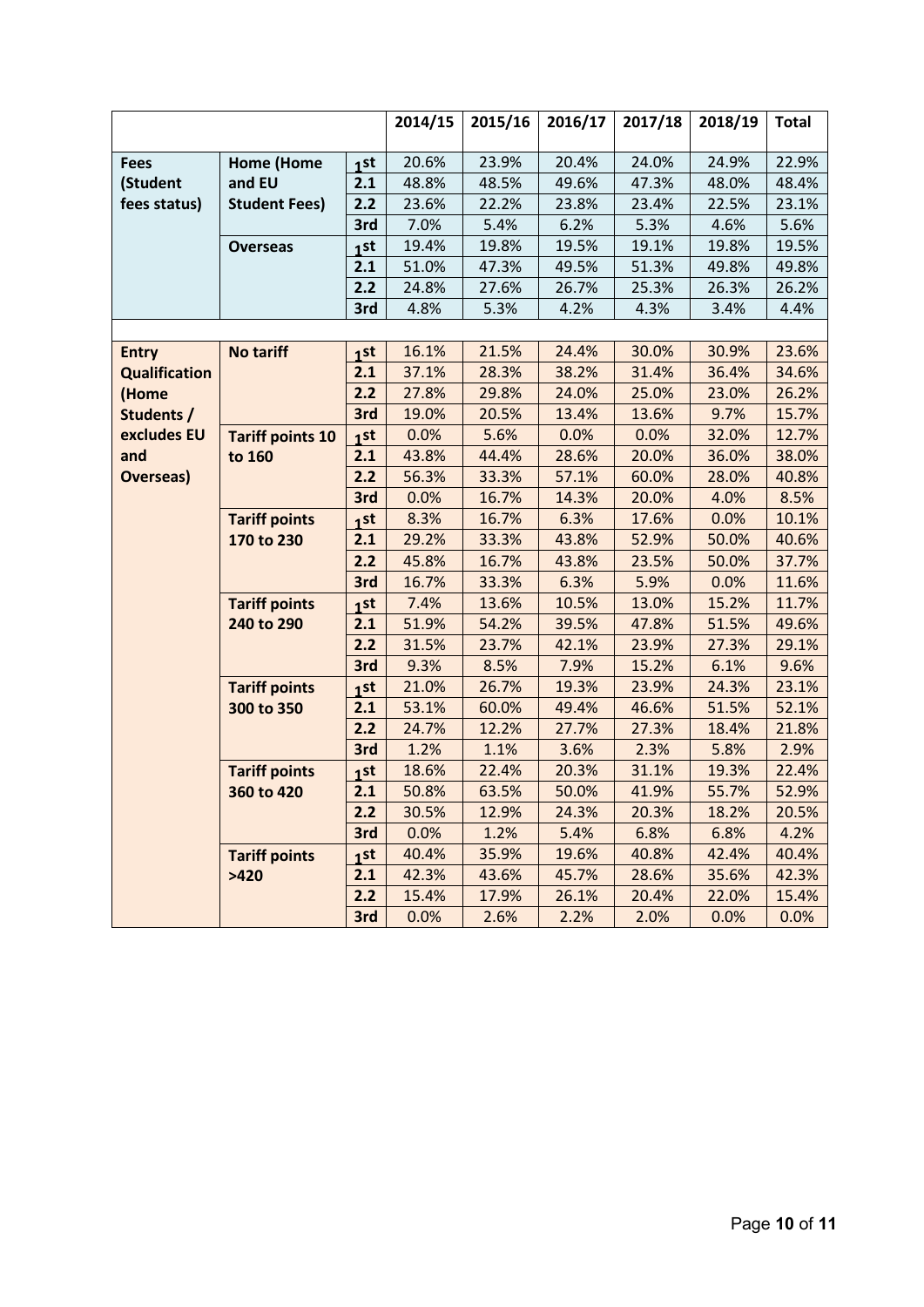| | | | 2014/15 | 2015/16 | 2016/17 | 2017/18 | 2018/19 | Total |
|---|---|---|---|---|---|---|---|---|
| **Fees (Student fees status)** | **Home (Home and EU Student Fees)** | **1st** | 20.6% | 23.9% | 20.4% | 24.0% | 24.9% | 22.9% |
| | | **2.1** | 48.8% | 48.5% | 49.6% | 47.3% | 48.0% | 48.4% |
| | | **2.2** | 23.6% | 22.2% | 23.8% | 23.4% | 22.5% | 23.1% |
| | | **3rd** | 7.0% | 5.4% | 6.2% | 5.3% | 4.6% | 5.6% |
| | **Overseas** | **1st** | 19.4% | 19.8% | 19.5% | 19.1% | 19.8% | 19.5% |
| | | **2.1** | 51.0% | 47.3% | 49.5% | 51.3% | 49.8% | 49.8% |
| | | **2.2** | 24.8% | 27.6% | 26.7% | 25.3% | 26.3% | 26.2% |
| | | **3rd** | 4.8% | 5.3% | 4.2% | 4.3% | 3.4% | 4.4% |
| | | | | | | | | |
| **Entry Qualification (Home Students / excludes EU and Overseas)** | **No tariff** | **1st** | 16.1% | 21.5% | 24.4% | 30.0% | 30.9% | 23.6% |
| | | **2.1** | 37.1% | 28.3% | 38.2% | 31.4% | 36.4% | 34.6% |
| | | **2.2** | 27.8% | 29.8% | 24.0% | 25.0% | 23.0% | 26.2% |
| | | **3rd** | 19.0% | 20.5% | 13.4% | 13.6% | 9.7% | 15.7% |
| | **Tariff points 10 to 160** | **1st** | 0.0% | 5.6% | 0.0% | 0.0% | 32.0% | 12.7% |
| | | **2.1** | 43.8% | 44.4% | 28.6% | 20.0% | 36.0% | 38.0% |
| | | **2.2** | 56.3% | 33.3% | 57.1% | 60.0% | 28.0% | 40.8% |
| | | **3rd** | 0.0% | 16.7% | 14.3% | 20.0% | 4.0% | 8.5% |
| | **Tariff points 170 to 230** | **1st** | 8.3% | 16.7% | 6.3% | 17.6% | 0.0% | 10.1% |
| | | **2.1** | 29.2% | 33.3% | 43.8% | 52.9% | 50.0% | 40.6% |
| | | **2.2** | 45.8% | 16.7% | 43.8% | 23.5% | 50.0% | 37.7% |
| | | **3rd** | 16.7% | 33.3% | 6.3% | 5.9% | 0.0% | 11.6% |
| | **Tariff points 240 to 290** | **1st** | 7.4% | 13.6% | 10.5% | 13.0% | 15.2% | 11.7% |
| | | **2.1** | 51.9% | 54.2% | 39.5% | 47.8% | 51.5% | 49.6% |
| | | **2.2** | 31.5% | 23.7% | 42.1% | 23.9% | 27.3% | 29.1% |
| | | **3rd** | 9.3% | 8.5% | 7.9% | 15.2% | 6.1% | 9.6% |
| | **Tariff points 300 to 350** | **1st** | 21.0% | 26.7% | 19.3% | 23.9% | 24.3% | 23.1% |
| | | **2.1** | 53.1% | 60.0% | 49.4% | 46.6% | 51.5% | 52.1% |
| | | **2.2** | 24.7% | 12.2% | 27.7% | 27.3% | 18.4% | 21.8% |
| | | **3rd** | 1.2% | 1.1% | 3.6% | 2.3% | 5.8% | 2.9% |
| | **Tariff points 360 to 420** | **1st** | 18.6% | 22.4% | 20.3% | 31.1% | 19.3% | 22.4% |
| | | **2.1** | 50.8% | 63.5% | 50.0% | 41.9% | 55.7% | 52.9% |
| | | **2.2** | 30.5% | 12.9% | 24.3% | 20.3% | 18.2% | 20.5% |
| | | **3rd** | 0.0% | 1.2% | 5.4% | 6.8% | 6.8% | 4.2% |
| | **Tariff points >420** | **1st** | 40.4% | 35.9% | 19.6% | 40.8% | 42.4% | 40.4% |
| | | **2.1** | 42.3% | 43.6% | 45.7% | 28.6% | 35.6% | 42.3% |
| | | **2.2** | 15.4% | 17.9% | 26.1% | 20.4% | 22.0% | 15.4% |
| | | **3rd** | 0.0% | 2.6% | 2.2% | 2.0% | 0.0% | 0.0% |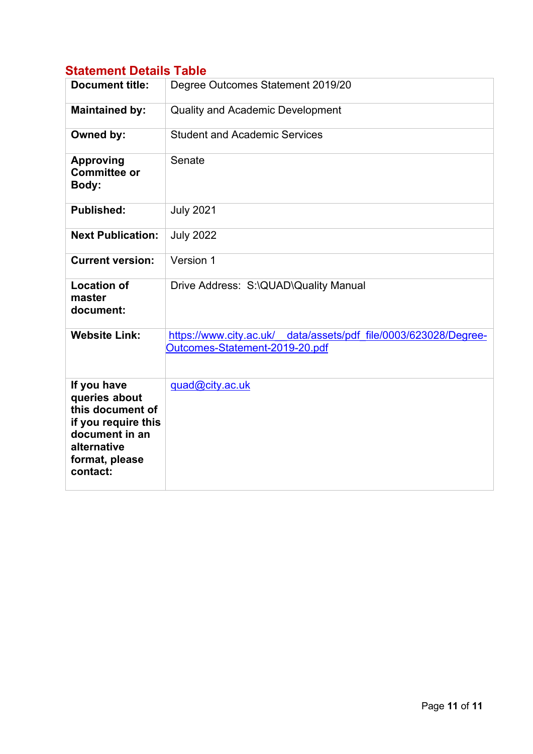## Statement Details Table

| | |
|---|---|
| **Document title:** | Degree Outcomes Statement 2019/20 |
| **Maintained by:** | Quality and Academic Development |
| **Owned by:** | Student and Academic Services |
| **Approving Committee or Body:** | Senate |
| **Published:** | July 2021 |
| **Next Publication:** | July 2022 |
| **Current version:** | Version 1 |
| **Location of master document:** | Drive Address: S:\QUAD\Quality Manual |
| **Website Link:** | https://www.city.ac.uk/__data/assets/pdf_file/0003/623028/Degree-Outcomes-Statement-2019-20.pdf |
| **If you have queries about this document of if you require this document in an alternative format, please contact:** | quad@city.ac.uk |